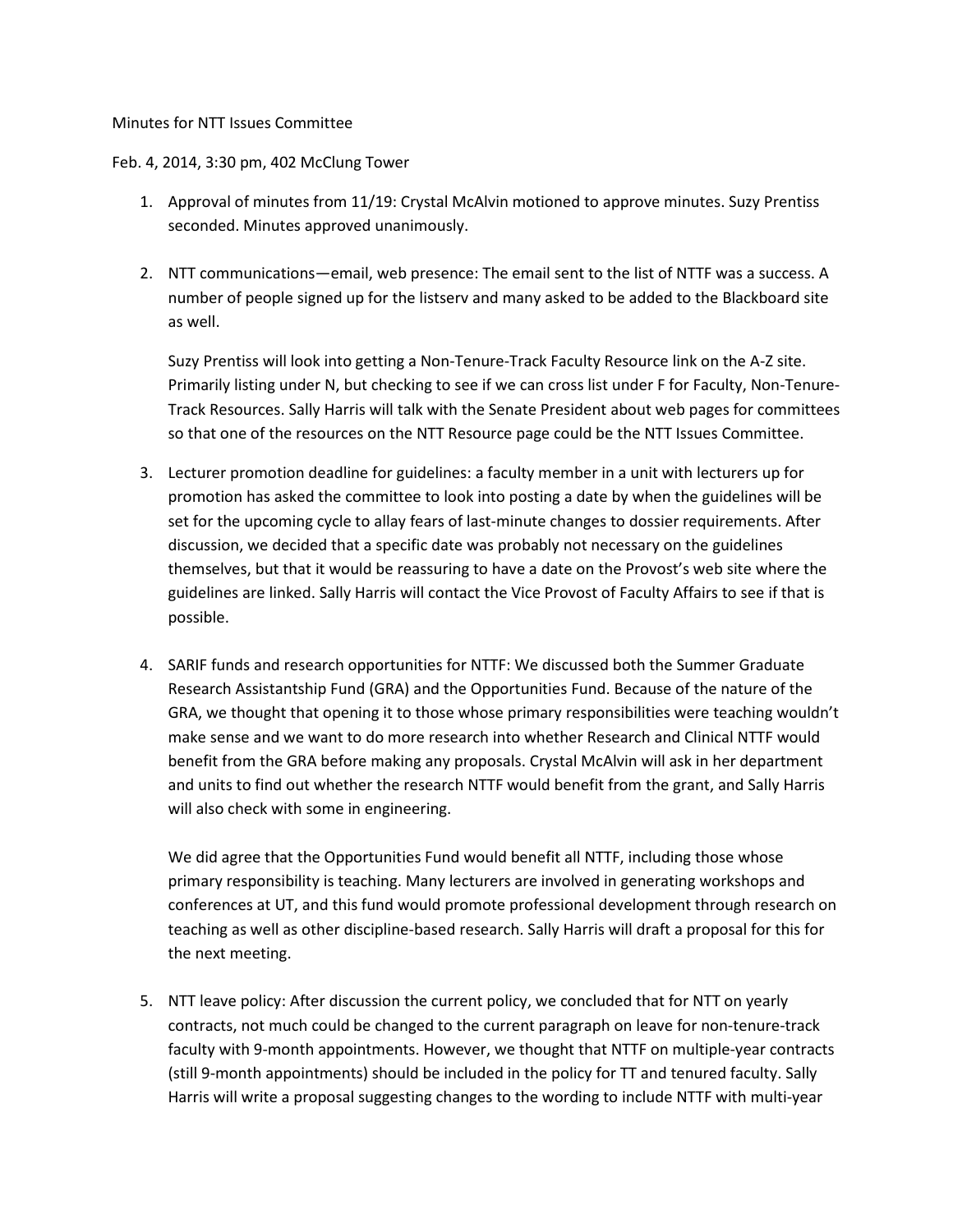Minutes for NTT Issues Committee

Feb. 4, 2014, 3:30 pm, 402 McClung Tower

1. Approval of minutes from 11/19: Crystal McAlvin motioned to approve minutes. Suzy Prentiss seconded. Minutes approved unanimously.

2. NTT communications—email, web presence: The email sent to the list of NTTF was a success. A number of people signed up for the listserv and many asked to be added to the Blackboard site as well.

   Suzy Prentiss will look into getting a Non-Tenure-Track Faculty Resource link on the A-Z site. Primarily listing under N, but checking to see if we can cross list under F for Faculty, Non-Tenure-Track Resources. Sally Harris will talk with the Senate President about web pages for committees so that one of the resources on the NTT Resource page could be the NTT Issues Committee.

3. Lecturer promotion deadline for guidelines: a faculty member in a unit with lecturers up for promotion has asked the committee to look into posting a date by when the guidelines will be set for the upcoming cycle to allay fears of last-minute changes to dossier requirements. After discussion, we decided that a specific date was probably not necessary on the guidelines themselves, but that it would be reassuring to have a date on the Provost's web site where the guidelines are linked. Sally Harris will contact the Vice Provost of Faculty Affairs to see if that is possible.

4. SARIF funds and research opportunities for NTTF: We discussed both the Summer Graduate Research Assistantship Fund (GRA) and the Opportunities Fund. Because of the nature of the GRA, we thought that opening it to those whose primary responsibilities were teaching wouldn't make sense and we want to do more research into whether Research and Clinical NTTF would benefit from the GRA before making any proposals. Crystal McAlvin will ask in her department and units to find out whether the research NTTF would benefit from the grant, and Sally Harris will also check with some in engineering.

   We did agree that the Opportunities Fund would benefit all NTTF, including those whose primary responsibility is teaching. Many lecturers are involved in generating workshops and conferences at UT, and this fund would promote professional development through research on teaching as well as other discipline-based research. Sally Harris will draft a proposal for this for the next meeting.

5. NTT leave policy: After discussion the current policy, we concluded that for NTT on yearly contracts, not much could be changed to the current paragraph on leave for non-tenure-track faculty with 9-month appointments. However, we thought that NTTF on multiple-year contracts (still 9-month appointments) should be included in the policy for TT and tenured faculty. Sally Harris will write a proposal suggesting changes to the wording to include NTTF with multi-year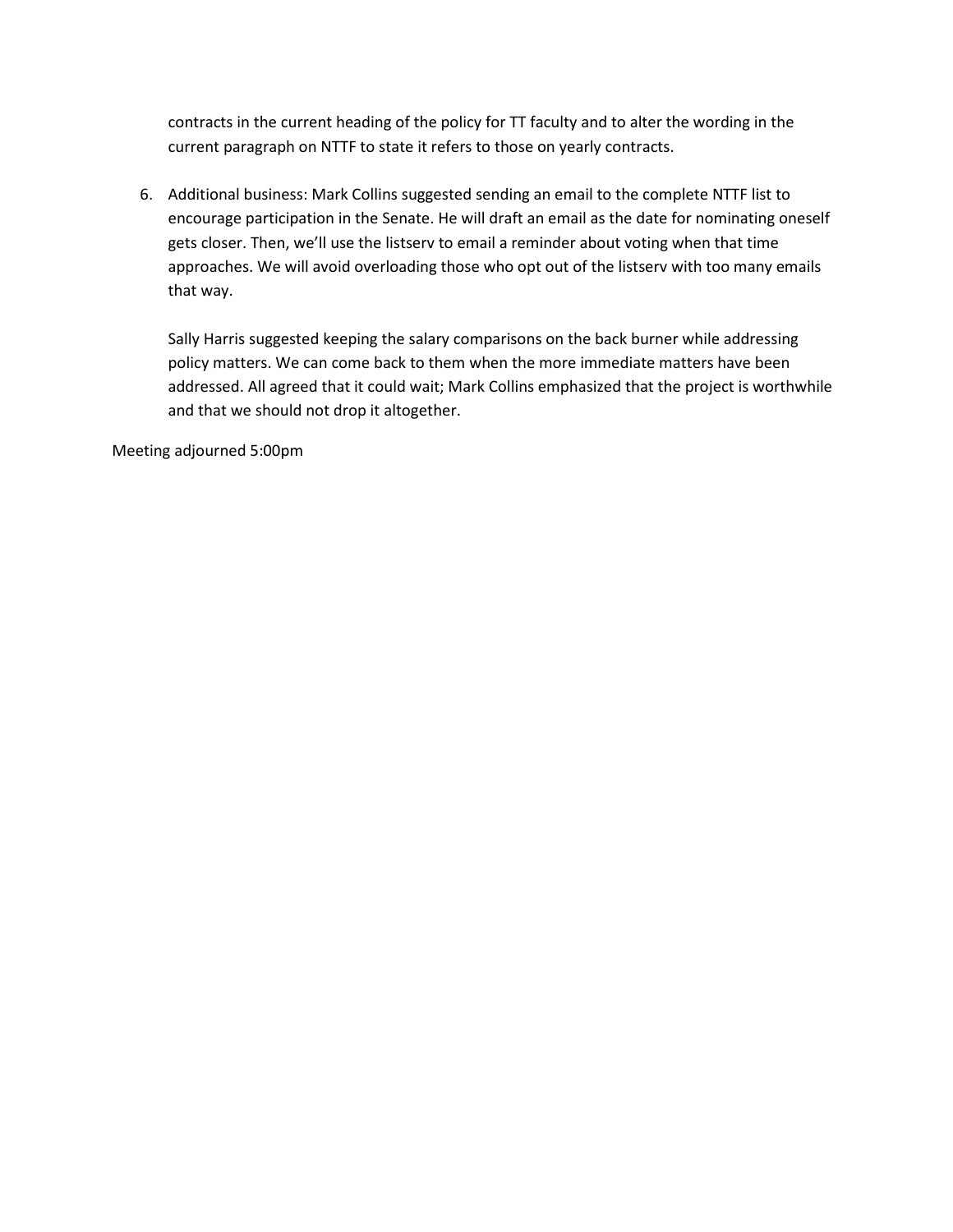contracts in the current heading of the policy for TT faculty and to alter the wording in the current paragraph on NTTF to state it refers to those on yearly contracts.

6. Additional business: Mark Collins suggested sending an email to the complete NTTF list to encourage participation in the Senate. He will draft an email as the date for nominating oneself gets closer. Then, we'll use the listserv to email a reminder about voting when that time approaches. We will avoid overloading those who opt out of the listserv with too many emails that way.

   Sally Harris suggested keeping the salary comparisons on the back burner while addressing policy matters. We can come back to them when the more immediate matters have been addressed. All agreed that it could wait; Mark Collins emphasized that the project is worthwhile and that we should not drop it altogether.

Meeting adjourned 5:00pm